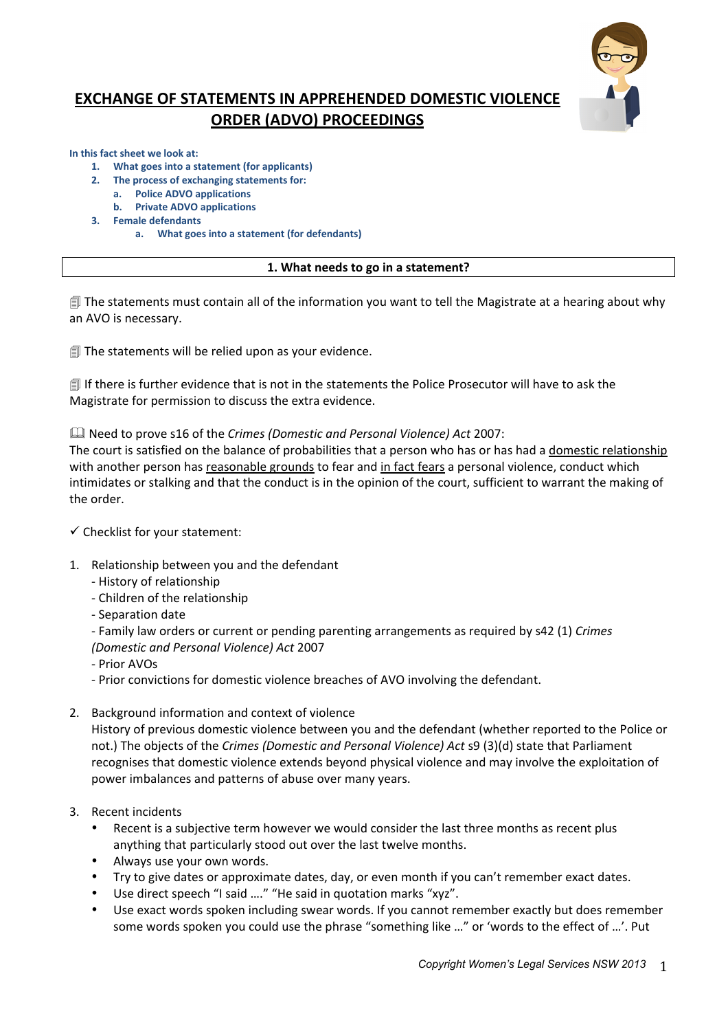# EXCHANGE OF STATEMENTS IN APPREHENDED DOMESTIC VIOLENCE ORDER (ADVO) PROCEEDINGS

**In this fact sheet we look at:**

1. **What goes into a statement (for applicants)**
2. **The process of exchanging statements for:**
   a. **Police ADVO applications**
   b. **Private ADVO applications**
3. **Female defendants**
   a. **What goes into a statement (for defendants)**

## 1. What needs to go in a statement?

🗐 The statements must contain all of the information you want to tell the Magistrate at a hearing about why an AVO is necessary.

🗐 The statements will be relied upon as your evidence.

🗐 If there is further evidence that is not in the statements the Police Prosecutor will have to ask the Magistrate for permission to discuss the extra evidence.

🕮 Need to prove s16 of the *Crimes (Domestic and Personal Violence) Act* 2007:
The court is satisfied on the balance of probabilities that a person who has or has had a domestic relationship with another person has reasonable grounds to fear and in fact fears a personal violence, conduct which intimidates or stalking and that the conduct is in the opinion of the court, sufficient to warrant the making of the order.

✓ Checklist for your statement:

1. Relationship between you and the defendant
   - History of relationship
   - Children of the relationship
   - Separation date
   - Family law orders or current or pending parenting arrangements as required by s42 (1) *Crimes (Domestic and Personal Violence) Act* 2007
   - Prior AVOs
   - Prior convictions for domestic violence breaches of AVO involving the defendant.

2. Background information and context of violence
   History of previous domestic violence between you and the defendant (whether reported to the Police or not.) The objects of the *Crimes (Domestic and Personal Violence) Act* s9 (3)(d) state that Parliament recognises that domestic violence extends beyond physical violence and may involve the exploitation of power imbalances and patterns of abuse over many years.

3. Recent incidents
   - Recent is a subjective term however we would consider the last three months as recent plus anything that particularly stood out over the last twelve months.
   - Always use your own words.
   - Try to give dates or approximate dates, day, or even month if you can't remember exact dates.
   - Use direct speech "I said …." "He said in quotation marks "xyz".
   - Use exact words spoken including swear words. If you cannot remember exactly but does remember some words spoken you could use the phrase "something like …" or 'words to the effect of …'. Put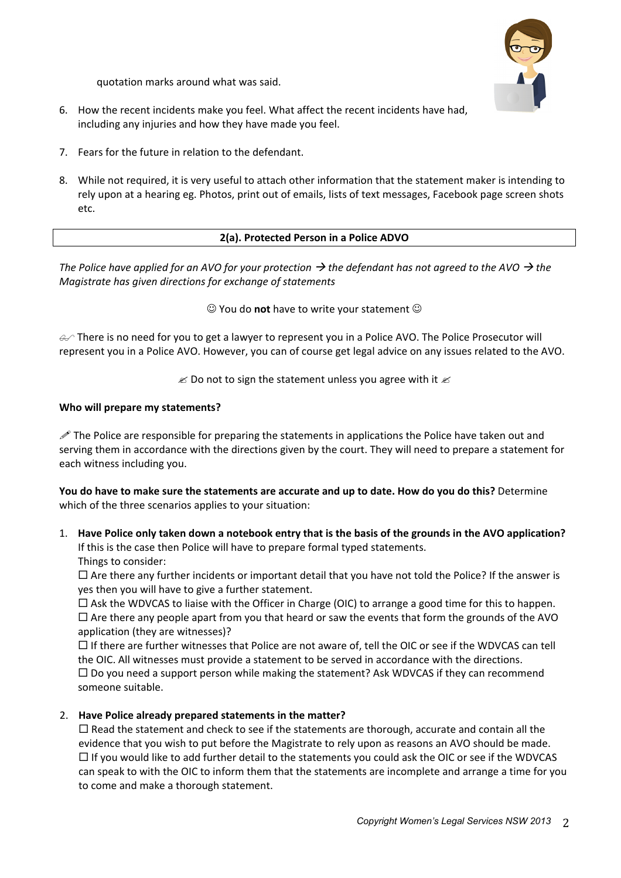quotation marks around what was said.

6. How the recent incidents make you feel. What affect the recent incidents have had, including any injuries and how they have made you feel.

7. Fears for the future in relation to the defendant.

8. While not required, it is very useful to attach other information that the statement maker is intending to rely upon at a hearing eg. Photos, print out of emails, lists of text messages, Facebook page screen shots etc.

## 2(a). Protected Person in a Police ADVO

*The Police have applied for an AVO for your protection → the defendant has not agreed to the AVO → the Magistrate has given directions for exchange of statements*

☺ You do **not** have to write your statement ☺

There is no need for you to get a lawyer to represent you in a Police AVO. The Police Prosecutor will represent you in a Police AVO. However, you can of course get legal advice on any issues related to the AVO.

✍ Do not to sign the statement unless you agree with it ✍

**Who will prepare my statements?**

The Police are responsible for preparing the statements in applications the Police have taken out and serving them in accordance with the directions given by the court. They will need to prepare a statement for each witness including you.

**You do have to make sure the statements are accurate and up to date. How do you do this?** Determine which of the three scenarios applies to your situation:

1. **Have Police only taken down a notebook entry that is the basis of the grounds in the AVO application?** If this is the case then Police will have to prepare formal typed statements.
   Things to consider:
   ☐ Are there any further incidents or important detail that you have not told the Police? If the answer is yes then you will have to give a further statement.
   ☐ Ask the WDVCAS to liaise with the Officer in Charge (OIC) to arrange a good time for this to happen.
   ☐ Are there any people apart from you that heard or saw the events that form the grounds of the AVO application (they are witnesses)?
   ☐ If there are further witnesses that Police are not aware of, tell the OIC or see if the WDVCAS can tell the OIC. All witnesses must provide a statement to be served in accordance with the directions.
   ☐ Do you need a support person while making the statement? Ask WDVCAS if they can recommend someone suitable.

2. **Have Police already prepared statements in the matter?**
   ☐ Read the statement and check to see if the statements are thorough, accurate and contain all the evidence that you wish to put before the Magistrate to rely upon as reasons an AVO should be made.
   ☐ If you would like to add further detail to the statements you could ask the OIC or see if the WDVCAS can speak to with the OIC to inform them that the statements are incomplete and arrange a time for you to come and make a thorough statement.

*Copyright Women's Legal Services NSW 2013*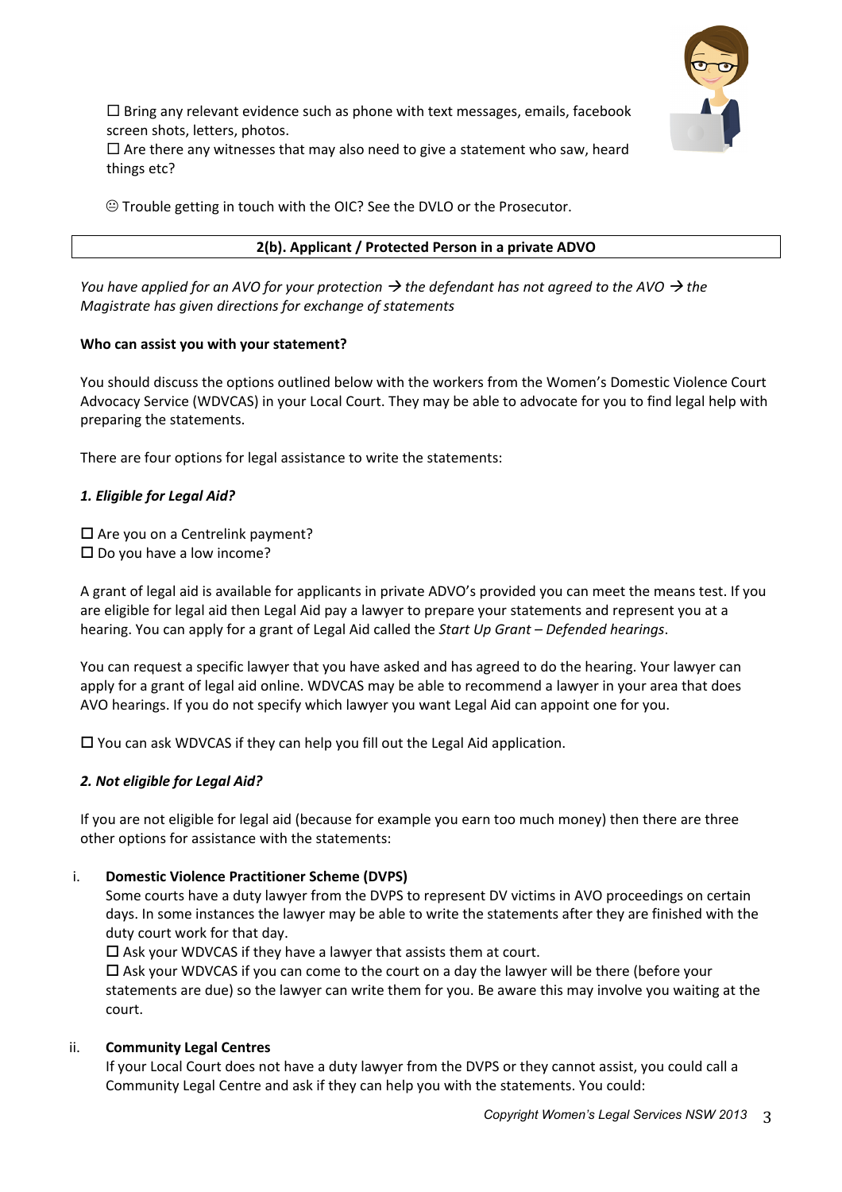☐ Bring any relevant evidence such as phone with text messages, emails, facebook screen shots, letters, photos.
☐ Are there any witnesses that may also need to give a statement who saw, heard things etc?

☹ Trouble getting in touch with the OIC? See the DVLO or the Prosecutor.

| **2(b). Applicant / Protected Person in a private ADVO** |
|---|

*You have applied for an AVO for your protection → the defendant has not agreed to the AVO → the Magistrate has given directions for exchange of statements*

**Who can assist you with your statement?**

You should discuss the options outlined below with the workers from the Women's Domestic Violence Court Advocacy Service (WDVCAS) in your Local Court. They may be able to advocate for you to find legal help with preparing the statements.

There are four options for legal assistance to write the statements:

***1. Eligible for Legal Aid?***

☐ Are you on a Centrelink payment?
☐ Do you have a low income?

A grant of legal aid is available for applicants in private ADVO's provided you can meet the means test. If you are eligible for legal aid then Legal Aid pay a lawyer to prepare your statements and represent you at a hearing. You can apply for a grant of Legal Aid called the *Start Up Grant – Defended hearings*.

You can request a specific lawyer that you have asked and has agreed to do the hearing. Your lawyer can apply for a grant of legal aid online. WDVCAS may be able to recommend a lawyer in your area that does AVO hearings. If you do not specify which lawyer you want Legal Aid can appoint one for you.

☐ You can ask WDVCAS if they can help you fill out the Legal Aid application.

***2. Not eligible for Legal Aid?***

If you are not eligible for legal aid (because for example you earn too much money) then there are three other options for assistance with the statements:

i. **Domestic Violence Practitioner Scheme (DVPS)**
Some courts have a duty lawyer from the DVPS to represent DV victims in AVO proceedings on certain days. In some instances the lawyer may be able to write the statements after they are finished with the duty court work for that day.
☐ Ask your WDVCAS if they have a lawyer that assists them at court.
☐ Ask your WDVCAS if you can come to the court on a day the lawyer will be there (before your statements are due) so the lawyer can write them for you. Be aware this may involve you waiting at the court.

ii. **Community Legal Centres**
If your Local Court does not have a duty lawyer from the DVPS or they cannot assist, you could call a Community Legal Centre and ask if they can help you with the statements. You could:

*Copyright Women's Legal Services NSW 2013*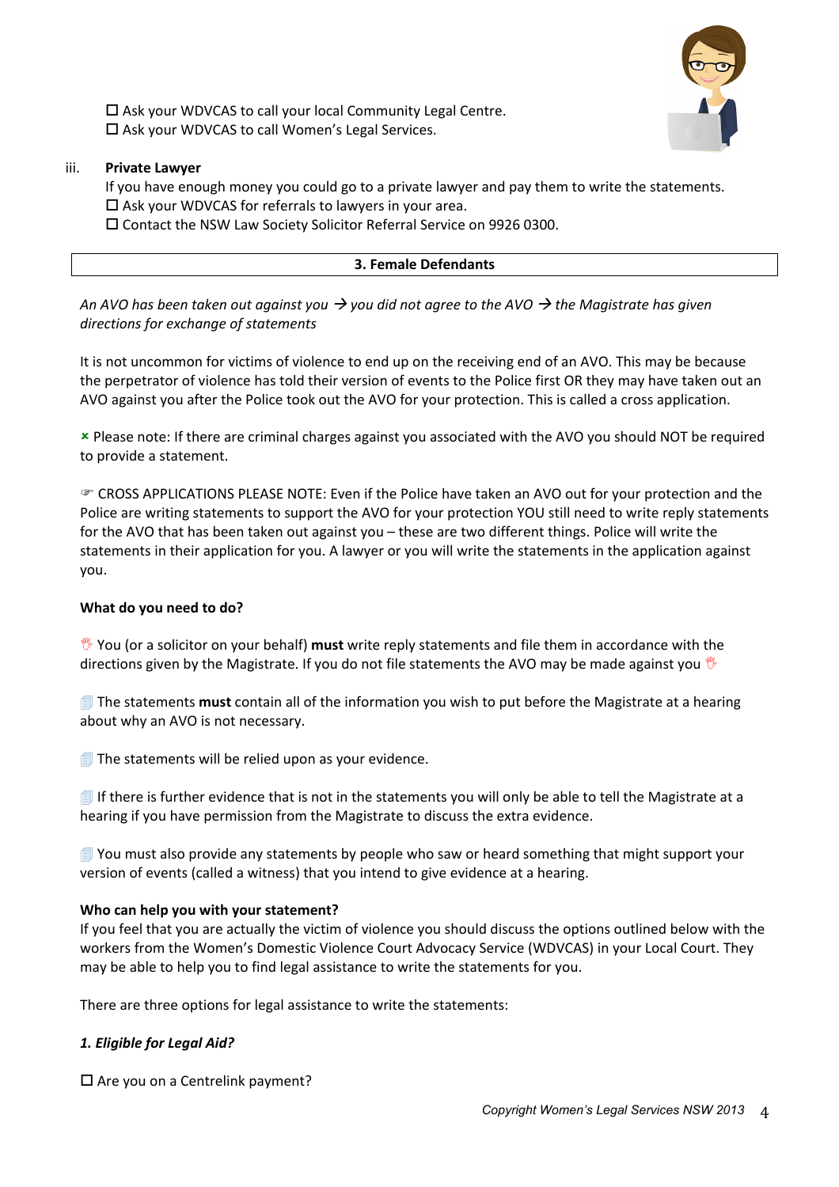☐ Ask your WDVCAS to call your local Community Legal Centre.
☐ Ask your WDVCAS to call Women's Legal Services.

iii. **Private Lawyer**

If you have enough money you could go to a private lawyer and pay them to write the statements.
☐ Ask your WDVCAS for referrals to lawyers in your area.
☐ Contact the NSW Law Society Solicitor Referral Service on 9926 0300.

## 3. Female Defendants

*An AVO has been taken out against you → you did not agree to the AVO → the Magistrate has given directions for exchange of statements*

It is not uncommon for victims of violence to end up on the receiving end of an AVO. This may be because the perpetrator of violence has told their version of events to the Police first OR they may have taken out an AVO against you after the Police took out the AVO for your protection. This is called a cross application.

✗ Please note: If there are criminal charges against you associated with the AVO you should NOT be required to provide a statement.

☞ CROSS APPLICATIONS PLEASE NOTE: Even if the Police have taken an AVO out for your protection and the Police are writing statements to support the AVO for your protection YOU still need to write reply statements for the AVO that has been taken out against you – these are two different things. Police will write the statements in their application for you. A lawyer or you will write the statements in the application against you.

**What do you need to do?**

You (or a solicitor on your behalf) **must** write reply statements and file them in accordance with the directions given by the Magistrate. If you do not file statements the AVO may be made against you

The statements **must** contain all of the information you wish to put before the Magistrate at a hearing about why an AVO is not necessary.

The statements will be relied upon as your evidence.

If there is further evidence that is not in the statements you will only be able to tell the Magistrate at a hearing if you have permission from the Magistrate to discuss the extra evidence.

You must also provide any statements by people who saw or heard something that might support your version of events (called a witness) that you intend to give evidence at a hearing.

**Who can help you with your statement?**

If you feel that you are actually the victim of violence you should discuss the options outlined below with the workers from the Women's Domestic Violence Court Advocacy Service (WDVCAS) in your Local Court. They may be able to help you to find legal assistance to write the statements for you.

There are three options for legal assistance to write the statements:

***1. Eligible for Legal Aid?***

☐ Are you on a Centrelink payment?

Copyright Women's Legal Services NSW 2013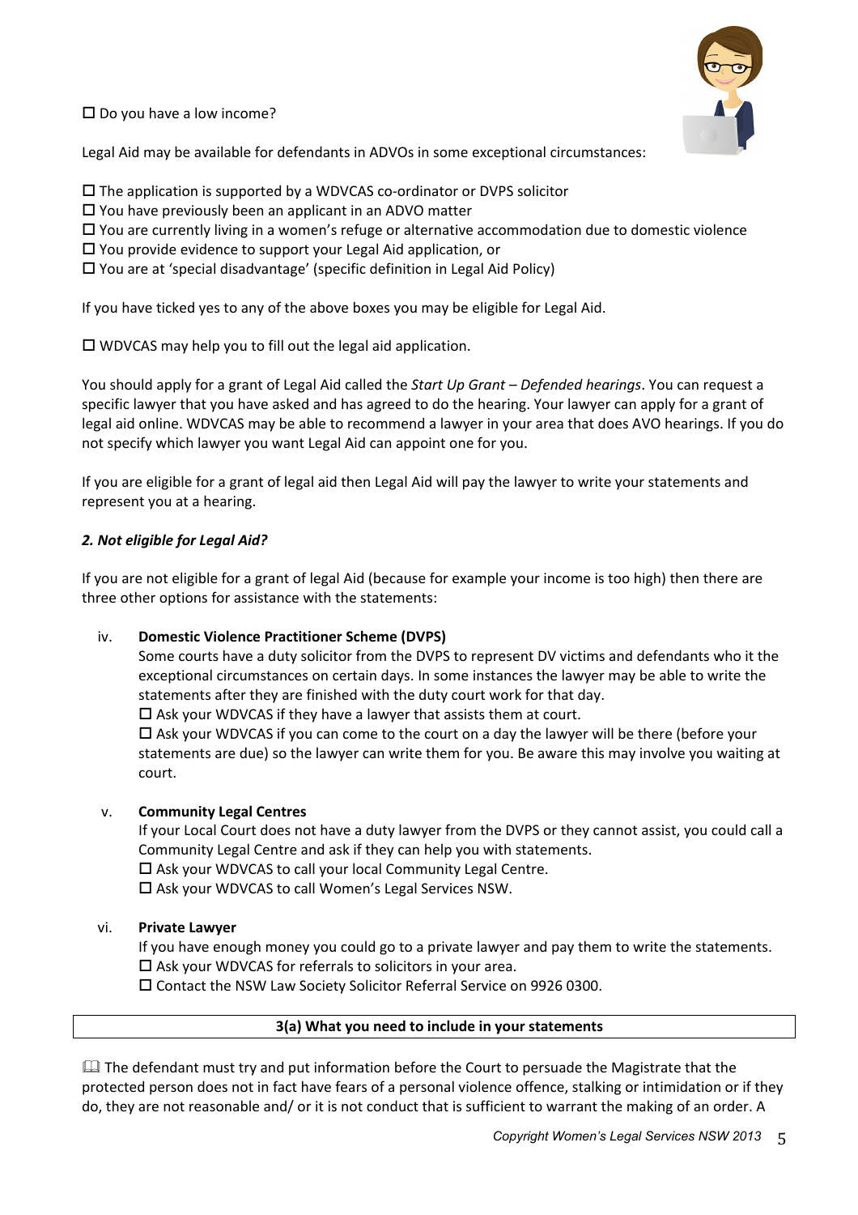☐ Do you have a low income?

Legal Aid may be available for defendants in ADVOs in some exceptional circumstances:

☐ The application is supported by a WDVCAS co-ordinator or DVPS solicitor
☐ You have previously been an applicant in an ADVO matter
☐ You are currently living in a women's refuge or alternative accommodation due to domestic violence
☐ You provide evidence to support your Legal Aid application, or
☐ You are at 'special disadvantage' (specific definition in Legal Aid Policy)

If you have ticked yes to any of the above boxes you may be eligible for Legal Aid.

☐ WDVCAS may help you to fill out the legal aid application.

You should apply for a grant of Legal Aid called the *Start Up Grant – Defended hearings*. You can request a specific lawyer that you have asked and has agreed to do the hearing. Your lawyer can apply for a grant of legal aid online. WDVCAS may be able to recommend a lawyer in your area that does AVO hearings. If you do not specify which lawyer you want Legal Aid can appoint one for you.

If you are eligible for a grant of legal aid then Legal Aid will pay the lawyer to write your statements and represent you at a hearing.

***2. Not eligible for Legal Aid?***

If you are not eligible for a grant of legal Aid (because for example your income is too high) then there are three other options for assistance with the statements:

iv. **Domestic Violence Practitioner Scheme (DVPS)**
Some courts have a duty solicitor from the DVPS to represent DV victims and defendants who it the exceptional circumstances on certain days. In some instances the lawyer may be able to write the statements after they are finished with the duty court work for that day.
☐ Ask your WDVCAS if they have a lawyer that assists them at court.
☐ Ask your WDVCAS if you can come to the court on a day the lawyer will be there (before your statements are due) so the lawyer can write them for you. Be aware this may involve you waiting at court.

v. **Community Legal Centres**
If your Local Court does not have a duty lawyer from the DVPS or they cannot assist, you could call a Community Legal Centre and ask if they can help you with statements.
☐ Ask your WDVCAS to call your local Community Legal Centre.
☐ Ask your WDVCAS to call Women's Legal Services NSW.

vi. **Private Lawyer**
If you have enough money you could go to a private lawyer and pay them to write the statements.
☐ Ask your WDVCAS for referrals to solicitors in your area.
☐ Contact the NSW Law Society Solicitor Referral Service on 9926 0300.

## 3(a) What you need to include in your statements

📖 The defendant must try and put information before the Court to persuade the Magistrate that the protected person does not in fact have fears of a personal violence offence, stalking or intimidation or if they do, they are not reasonable and/ or it is not conduct that is sufficient to warrant the making of an order. A

Copyright Women's Legal Services NSW 2013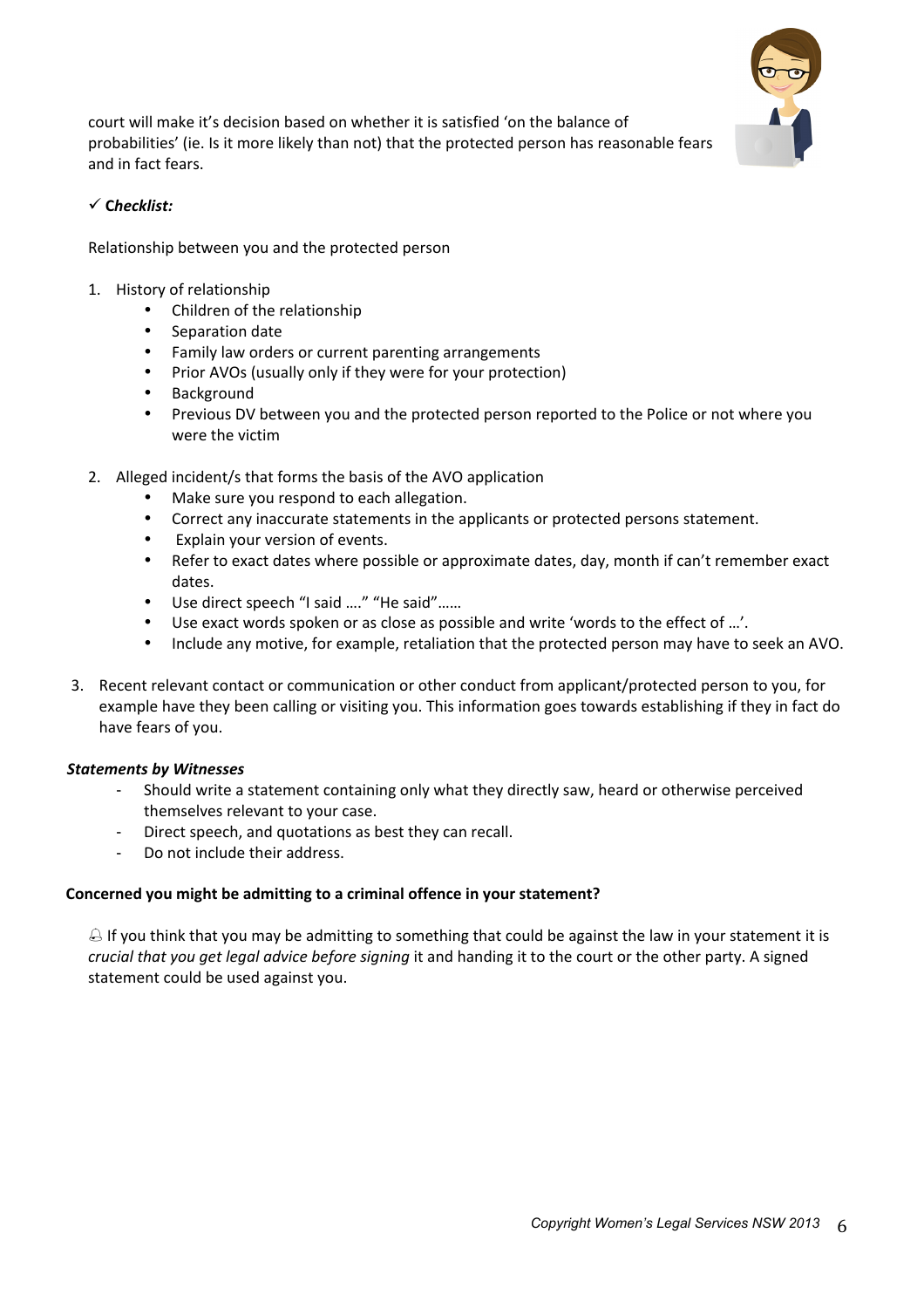court will make it's decision based on whether it is satisfied 'on the balance of probabilities' (ie. Is it more likely than not) that the protected person has reasonable fears and in fact fears.

✓ ***Checklist:***

Relationship between you and the protected person

1. History of relationship
   - Children of the relationship
   - Separation date
   - Family law orders or current parenting arrangements
   - Prior AVOs (usually only if they were for your protection)
   - Background
   - Previous DV between you and the protected person reported to the Police or not where you were the victim

2. Alleged incident/s that forms the basis of the AVO application
   - Make sure you respond to each allegation.
   - Correct any inaccurate statements in the applicants or protected persons statement.
   - Explain your version of events.
   - Refer to exact dates where possible or approximate dates, day, month if can't remember exact dates.
   - Use direct speech "I said ...." "He said"......
   - Use exact words spoken or as close as possible and write 'words to the effect of ...'.
   - Include any motive, for example, retaliation that the protected person may have to seek an AVO.

3. Recent relevant contact or communication or other conduct from applicant/protected person to you, for example have they been calling or visiting you. This information goes towards establishing if they in fact do have fears of you.

***Statements by Witnesses***

- Should write a statement containing only what they directly saw, heard or otherwise perceived themselves relevant to your case.
- Direct speech, and quotations as best they can recall.
- Do not include their address.

**Concerned you might be admitting to a criminal offence in your statement?**

If you think that you may be admitting to something that could be against the law in your statement it is *crucial that you get legal advice before signing* it and handing it to the court or the other party. A signed statement could be used against you.

*Copyright Women's Legal Services NSW 2013*